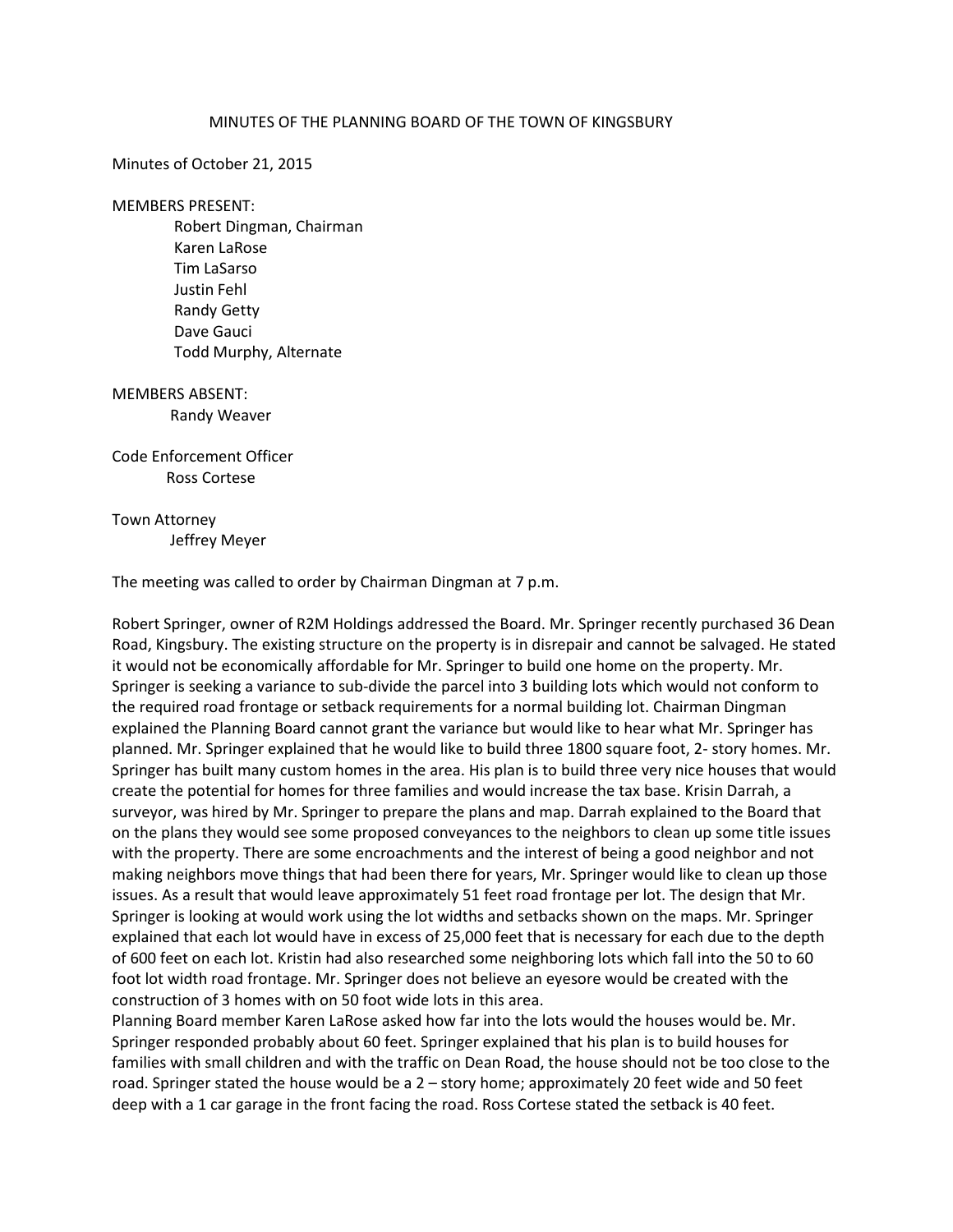# MINUTES OF THE PLANNING BOARD OF THE TOWN OF KINGSBURY

Minutes of October 21, 2015

MEMBERS PRESENT:

Robert Dingman, Chairman
Karen LaRose
Tim LaSarso
Justin Fehl
Randy Getty
Dave Gauci
Todd Murphy, Alternate

MEMBERS ABSENT:

Randy Weaver

Code Enforcement Officer

Ross Cortese

Town Attorney

Jeffrey Meyer

The meeting was called to order by Chairman Dingman at 7 p.m.

Robert Springer, owner of R2M Holdings addressed the Board. Mr. Springer recently purchased 36 Dean Road, Kingsbury. The existing structure on the property is in disrepair and cannot be salvaged. He stated it would not be economically affordable for Mr. Springer to build one home on the property. Mr. Springer is seeking a variance to sub-divide the parcel into 3 building lots which would not conform to the required road frontage or setback requirements for a normal building lot. Chairman Dingman explained the Planning Board cannot grant the variance but would like to hear what Mr. Springer has planned. Mr. Springer explained that he would like to build three 1800 square foot, 2- story homes. Mr. Springer has built many custom homes in the area. His plan is to build three very nice houses that would create the potential for homes for three families and would increase the tax base. Krisin Darrah, a surveyor, was hired by Mr. Springer to prepare the plans and map. Darrah explained to the Board that on the plans they would see some proposed conveyances to the neighbors to clean up some title issues with the property. There are some encroachments and the interest of being a good neighbor and not making neighbors move things that had been there for years, Mr. Springer would like to clean up those issues. As a result that would leave approximately 51 feet road frontage per lot. The design that Mr. Springer is looking at would work using the lot widths and setbacks shown on the maps. Mr. Springer explained that each lot would have in excess of 25,000 feet that is necessary for each due to the depth of 600 feet on each lot. Kristin had also researched some neighboring lots which fall into the 50 to 60 foot lot width road frontage. Mr. Springer does not believe an eyesore would be created with the construction of 3 homes with on 50 foot wide lots in this area.

Planning Board member Karen LaRose asked how far into the lots would the houses would be. Mr. Springer responded probably about 60 feet. Springer explained that his plan is to build houses for families with small children and with the traffic on Dean Road, the house should not be too close to the road. Springer stated the house would be a 2 – story home; approximately 20 feet wide and 50 feet deep with a 1 car garage in the front facing the road. Ross Cortese stated the setback is 40 feet.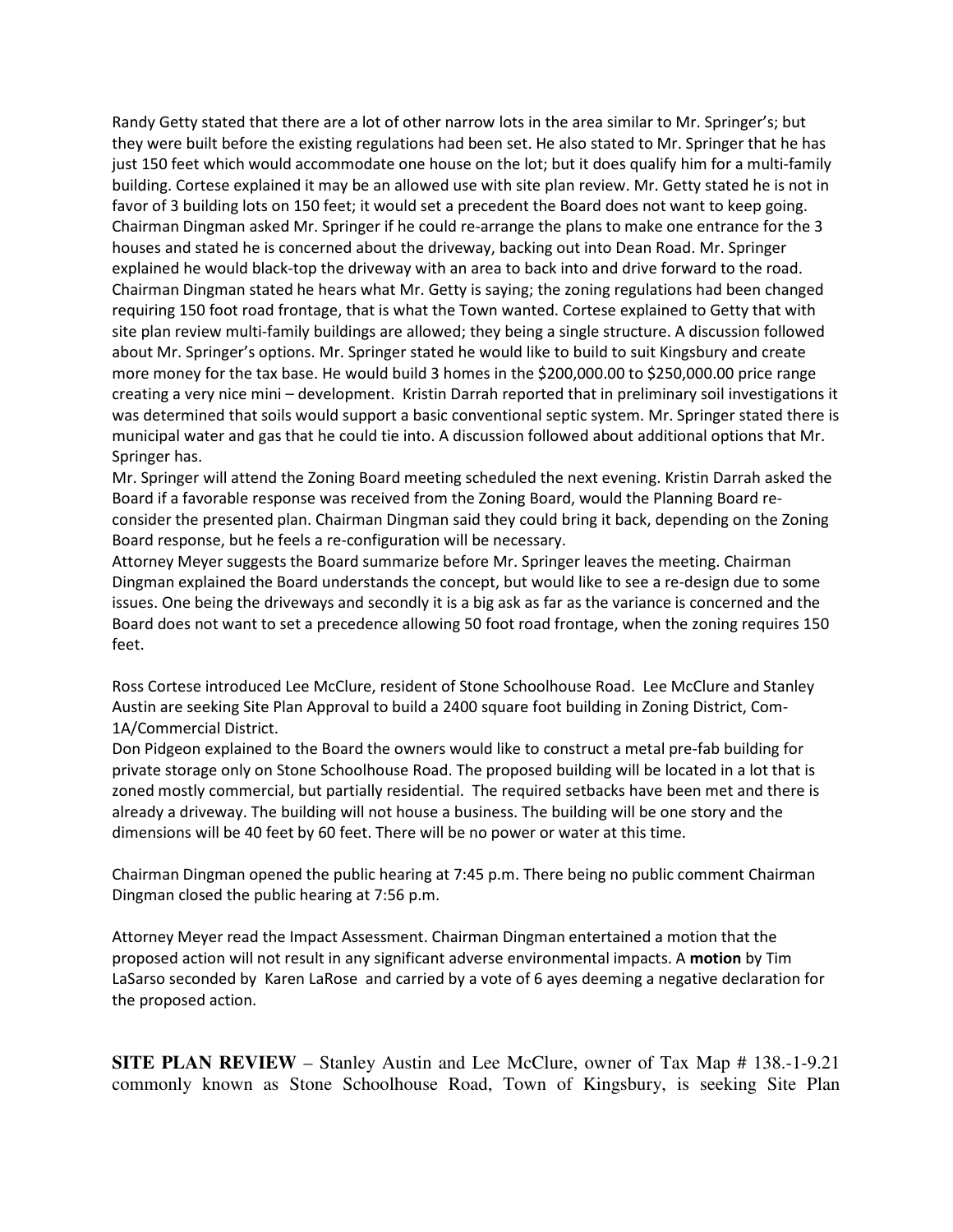Randy Getty stated that there are a lot of other narrow lots in the area similar to Mr. Springer's; but they were built before the existing regulations had been set. He also stated to Mr. Springer that he has just 150 feet which would accommodate one house on the lot; but it does qualify him for a multi-family building. Cortese explained it may be an allowed use with site plan review. Mr. Getty stated he is not in favor of 3 building lots on 150 feet; it would set a precedent the Board does not want to keep going. Chairman Dingman asked Mr. Springer if he could re-arrange the plans to make one entrance for the 3 houses and stated he is concerned about the driveway, backing out into Dean Road. Mr. Springer explained he would black-top the driveway with an area to back into and drive forward to the road. Chairman Dingman stated he hears what Mr. Getty is saying; the zoning regulations had been changed requiring 150 foot road frontage, that is what the Town wanted. Cortese explained to Getty that with site plan review multi-family buildings are allowed; they being a single structure. A discussion followed about Mr. Springer's options. Mr. Springer stated he would like to build to suit Kingsbury and create more money for the tax base. He would build 3 homes in the $200,000.00 to $250,000.00 price range creating a very nice mini – development. Kristin Darrah reported that in preliminary soil investigations it was determined that soils would support a basic conventional septic system. Mr. Springer stated there is municipal water and gas that he could tie into. A discussion followed about additional options that Mr. Springer has.

Mr. Springer will attend the Zoning Board meeting scheduled the next evening. Kristin Darrah asked the Board if a favorable response was received from the Zoning Board, would the Planning Board re-consider the presented plan. Chairman Dingman said they could bring it back, depending on the Zoning Board response, but he feels a re-configuration will be necessary.

Attorney Meyer suggests the Board summarize before Mr. Springer leaves the meeting. Chairman Dingman explained the Board understands the concept, but would like to see a re-design due to some issues. One being the driveways and secondly it is a big ask as far as the variance is concerned and the Board does not want to set a precedence allowing 50 foot road frontage, when the zoning requires 150 feet.

Ross Cortese introduced Lee McClure, resident of Stone Schoolhouse Road. Lee McClure and Stanley Austin are seeking Site Plan Approval to build a 2400 square foot building in Zoning District, Com-1A/Commercial District.

Don Pidgeon explained to the Board the owners would like to construct a metal pre-fab building for private storage only on Stone Schoolhouse Road. The proposed building will be located in a lot that is zoned mostly commercial, but partially residential. The required setbacks have been met and there is already a driveway. The building will not house a business. The building will be one story and the dimensions will be 40 feet by 60 feet. There will be no power or water at this time.

Chairman Dingman opened the public hearing at 7:45 p.m. There being no public comment Chairman Dingman closed the public hearing at 7:56 p.m.

Attorney Meyer read the Impact Assessment. Chairman Dingman entertained a motion that the proposed action will not result in any significant adverse environmental impacts. A **motion** by Tim LaSarso seconded by Karen LaRose and carried by a vote of 6 ayes deeming a negative declaration for the proposed action.

**SITE PLAN REVIEW** – Stanley Austin and Lee McClure, owner of Tax Map # 138.-1-9.21 commonly known as Stone Schoolhouse Road, Town of Kingsbury, is seeking Site Plan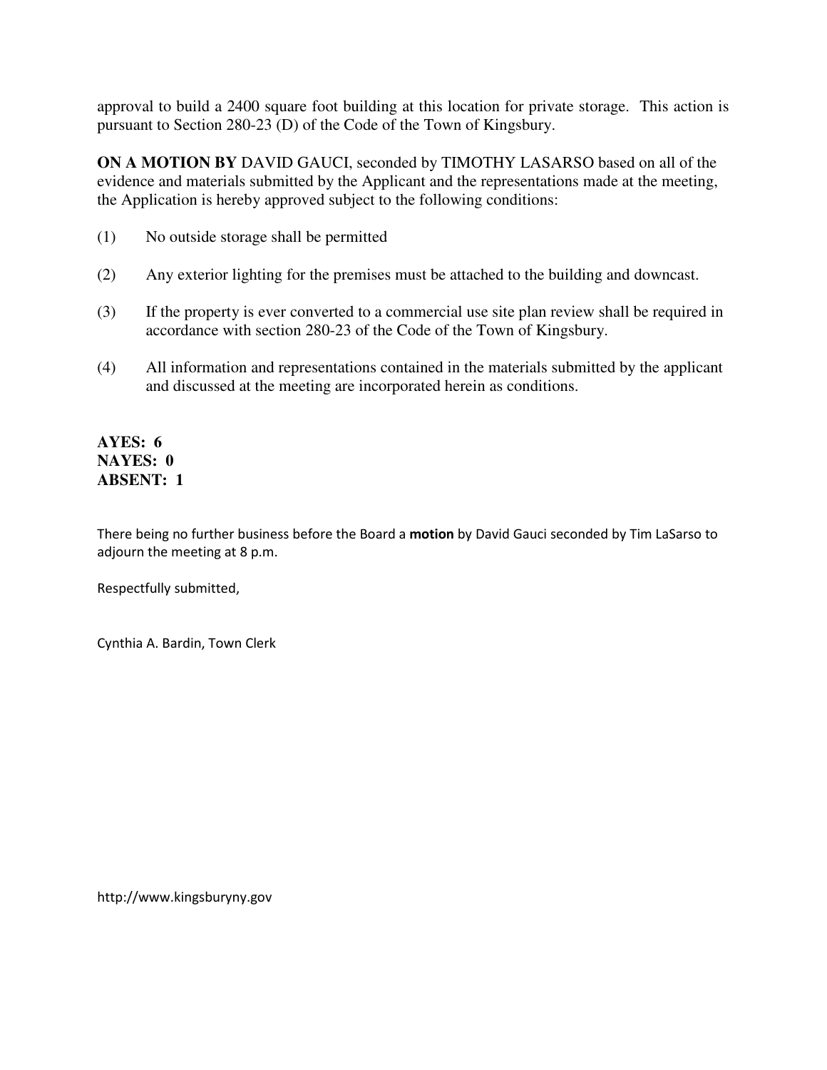approval to build a 2400 square foot building at this location for private storage. This action is pursuant to Section 280-23 (D) of the Code of the Town of Kingsbury.

**ON A MOTION BY** DAVID GAUCI, seconded by TIMOTHY LASARSO based on all of the evidence and materials submitted by the Applicant and the representations made at the meeting, the Application is hereby approved subject to the following conditions:

(1) No outside storage shall be permitted

(2) Any exterior lighting for the premises must be attached to the building and downcast.

(3) If the property is ever converted to a commercial use site plan review shall be required in accordance with section 280-23 of the Code of the Town of Kingsbury.

(4) All information and representations contained in the materials submitted by the applicant and discussed at the meeting are incorporated herein as conditions.

**AYES: 6**
**NAYES: 0**
**ABSENT: 1**

There being no further business before the Board a **motion** by David Gauci seconded by Tim LaSarso to adjourn the meeting at 8 p.m.

Respectfully submitted,

Cynthia A. Bardin, Town Clerk

http://www.kingsburyny.gov